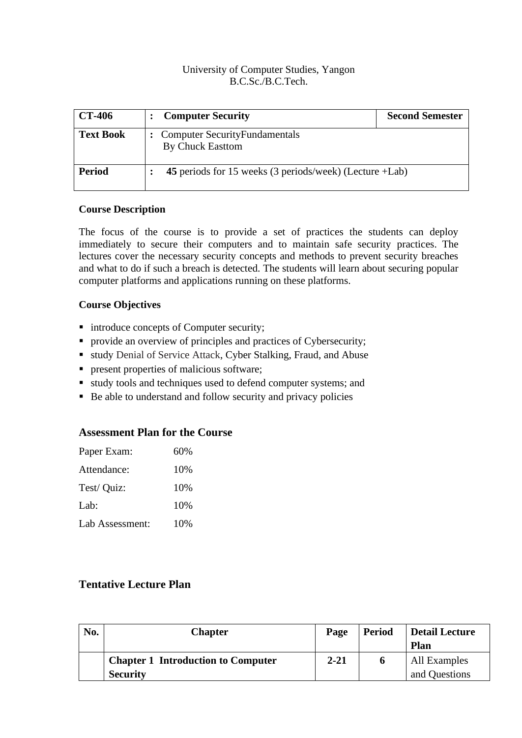University of Computer Studies, Yangon
B.C.Sc./B.C.Tech.

| **CT-406** | **: Computer Security** | **Second Semester** |
|---|---|---|
| **Text Book** | **:** Computer SecurityFundamentals<br>By Chuck Easttom | |
| **Period** | **: 45** periods for 15 weeks (3 periods/week) (Lecture +Lab) | |

**Course Description**

The focus of the course is to provide a set of practices the students can deploy immediately to secure their computers and to maintain safe security practices. The lectures cover the necessary security concepts and methods to prevent security breaches and what to do if such a breach is detected. The students will learn about securing popular computer platforms and applications running on these platforms.

**Course Objectives**

- introduce concepts of Computer security;
- provide an overview of principles and practices of Cybersecurity;
- study Denial of Service Attack, Cyber Stalking, Fraud, and Abuse
- present properties of malicious software;
- study tools and techniques used to defend computer systems; and
- Be able to understand and follow security and privacy policies

## Assessment Plan for the Course

Paper Exam: 60%

Attendance: 10%

Test/ Quiz: 10%

Lab: 10%

Lab Assessment: 10%

## Tentative Lecture Plan

| No. | Chapter | Page | Period | Detail Lecture Plan |
|---|---|---|---|---|
| | **Chapter 1 Introduction to Computer Security** | **2-21** | **6** | All Examples and Questions |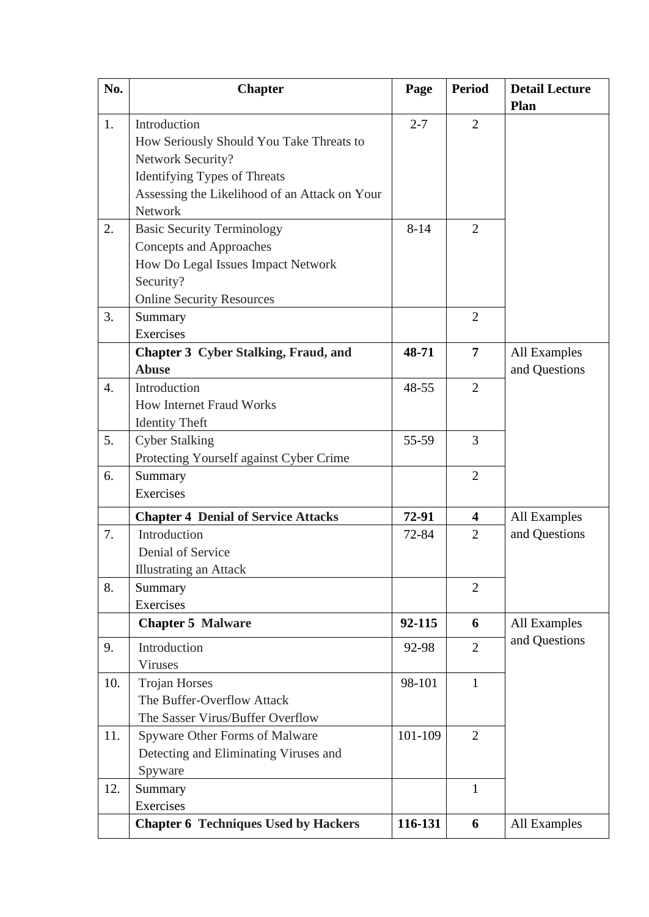| No. | Chapter | Page | Period | Detail Lecture Plan |
|---|---|---|---|---|
| 1. | Introduction<br>How Seriously Should You Take Threats to Network Security?<br>Identifying Types of Threats<br>Assessing the Likelihood of an Attack on Your Network | 2-7 | 2 | |
| 2. | Basic Security Terminology<br>Concepts and Approaches<br>How Do Legal Issues Impact Network Security?<br>Online Security Resources | 8-14 | 2 | |
| 3. | Summary<br>Exercises | | 2 | |
| | **Chapter 3 Cyber Stalking, Fraud, and Abuse** | **48-71** | **7** | All Examples and Questions |
| 4. | Introduction<br>How Internet Fraud Works<br>Identity Theft | 48-55 | 2 | |
| 5. | Cyber Stalking<br>Protecting Yourself against Cyber Crime | 55-59 | 3 | |
| 6. | Summary<br>Exercises | | 2 | |
| | **Chapter 4 Denial of Service Attacks** | **72-91** | **4** | All Examples and Questions |
| 7. | Introduction<br>Denial of Service<br>Illustrating an Attack | 72-84 | 2 | |
| 8. | Summary<br>Exercises | | 2 | |
| | **Chapter 5 Malware** | **92-115** | **6** | All Examples and Questions |
| 9. | Introduction<br>Viruses | 92-98 | 2 | |
| 10. | Trojan Horses<br>The Buffer-Overflow Attack<br>The Sasser Virus/Buffer Overflow | 98-101 | 1 | |
| 11. | Spyware Other Forms of Malware<br>Detecting and Eliminating Viruses and Spyware | 101-109 | 2 | |
| 12. | Summary<br>Exercises | | 1 | |
| | **Chapter 6 Techniques Used by Hackers** | **116-131** | **6** | All Examples |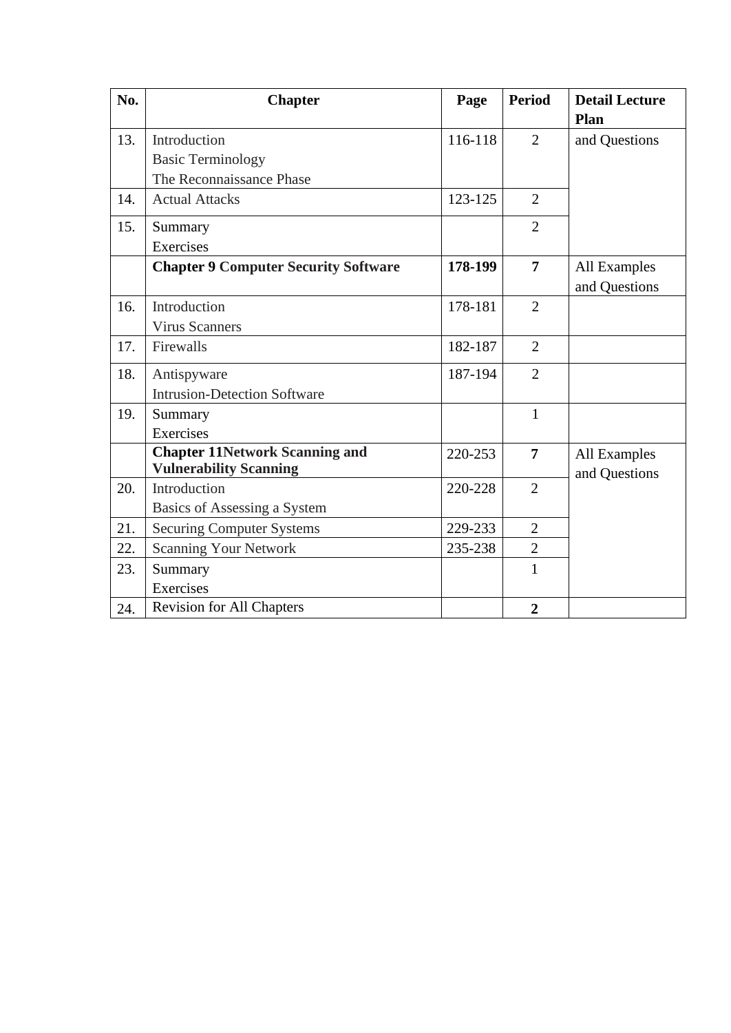| No. | Chapter | Page | Period | Detail Lecture Plan |
|---|---|---|---|---|
| 13. | Introduction<br>Basic Terminology<br>The Reconnaissance Phase | 116-118 | 2 | and Questions |
| 14. | Actual Attacks | 123-125 | 2 | |
| 15. | Summary<br>Exercises | | 2 | |
| | **Chapter 9 Computer Security Software** | **178-199** | **7** | All Examples and Questions |
| 16. | Introduction<br>Virus Scanners | 178-181 | 2 | |
| 17. | Firewalls | 182-187 | 2 | |
| 18. | Antispyware<br>Intrusion-Detection Software | 187-194 | 2 | |
| 19. | Summary<br>Exercises | | 1 | |
| | **Chapter 11Network Scanning and Vulnerability Scanning** | 220-253 | **7** | All Examples and Questions |
| 20. | Introduction<br>Basics of Assessing a System | 220-228 | 2 | |
| 21. | Securing Computer Systems | 229-233 | 2 | |
| 22. | Scanning Your Network | 235-238 | 2 | |
| 23. | Summary<br>Exercises | | 1 | |
| 24. | Revision for All Chapters | | **2** | |